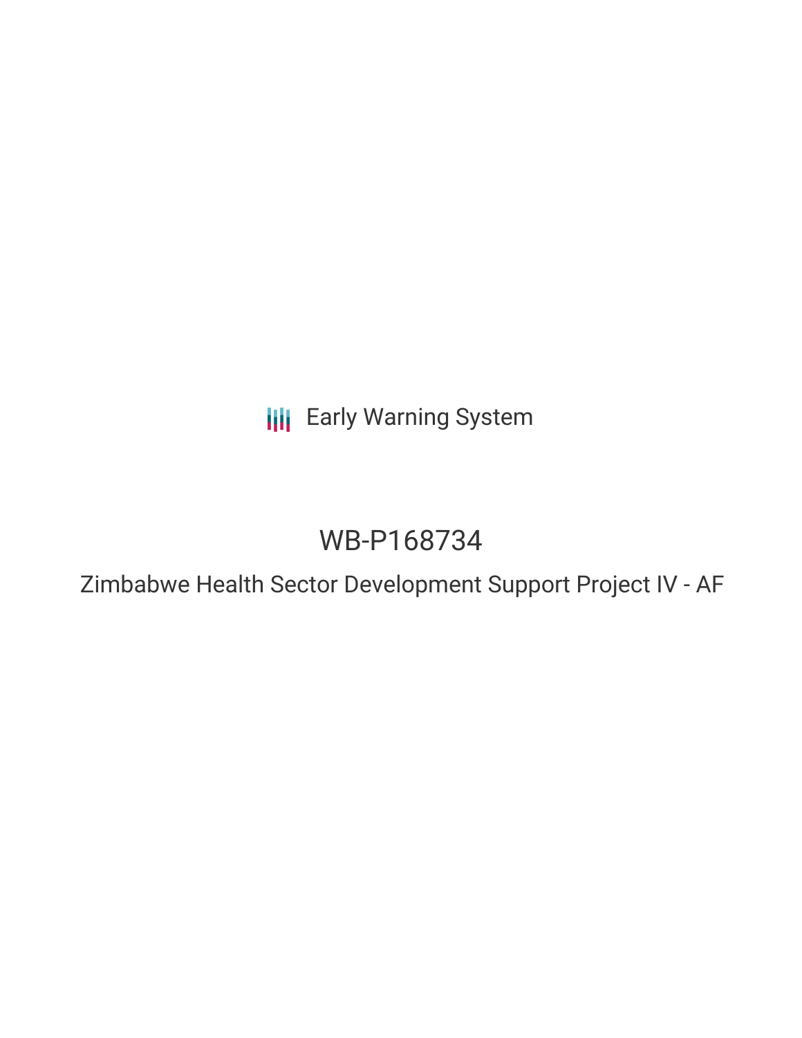Early Warning System

# WB-P168734

## Zimbabwe Health Sector Development Support Project IV - AF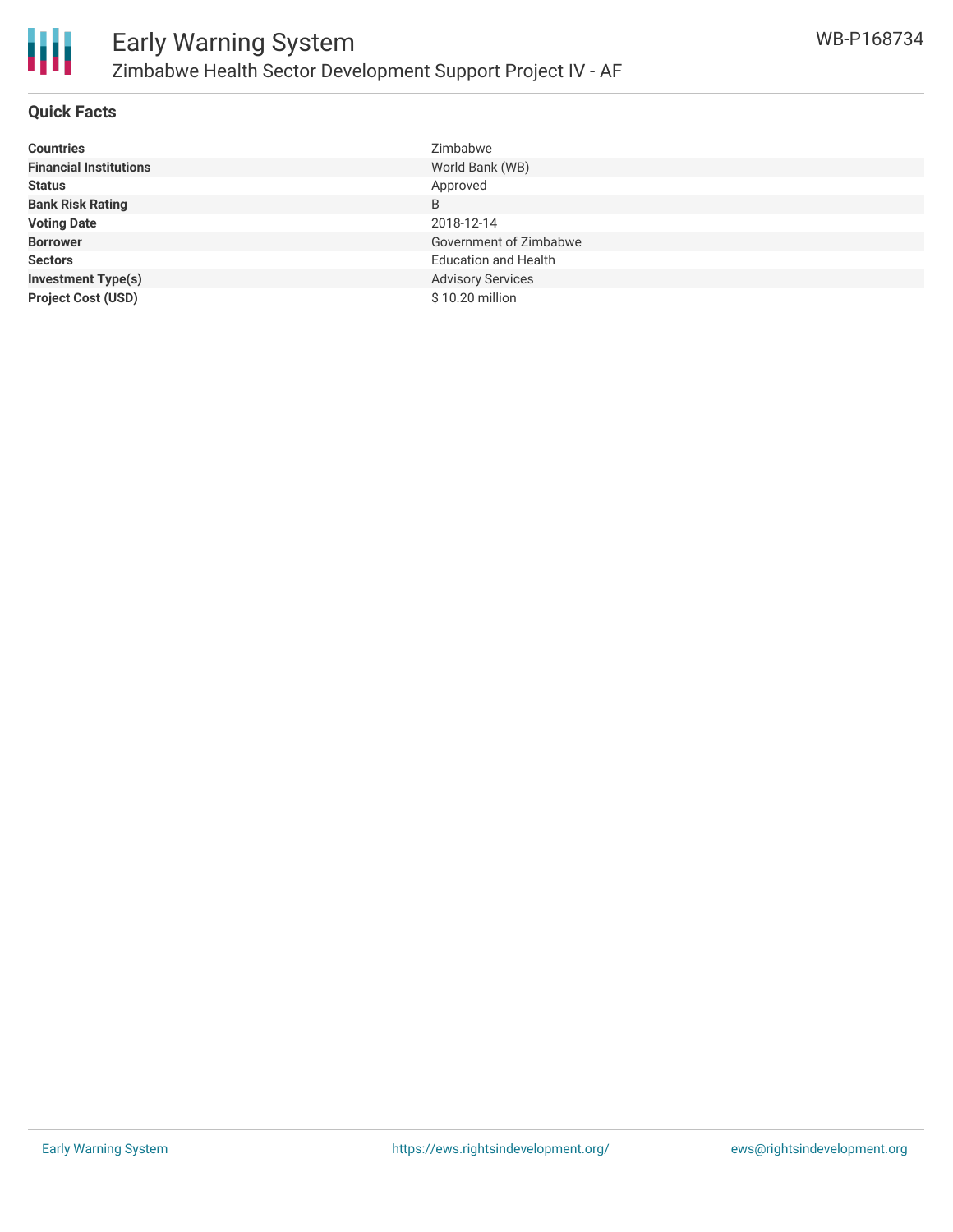# Early Warning System

## Zimbabwe Health Sector Development Support Project IV - AF

WB-P168734

### Quick Facts

| | |
|---|---|
| **Countries** | Zimbabwe |
| **Financial Institutions** | World Bank (WB) |
| **Status** | Approved |
| **Bank Risk Rating** | B |
| **Voting Date** | 2018-12-14 |
| **Borrower** | Government of Zimbabwe |
| **Sectors** | Education and Health |
| **Investment Type(s)** | Advisory Services |
| **Project Cost (USD)** | $ 10.20 million |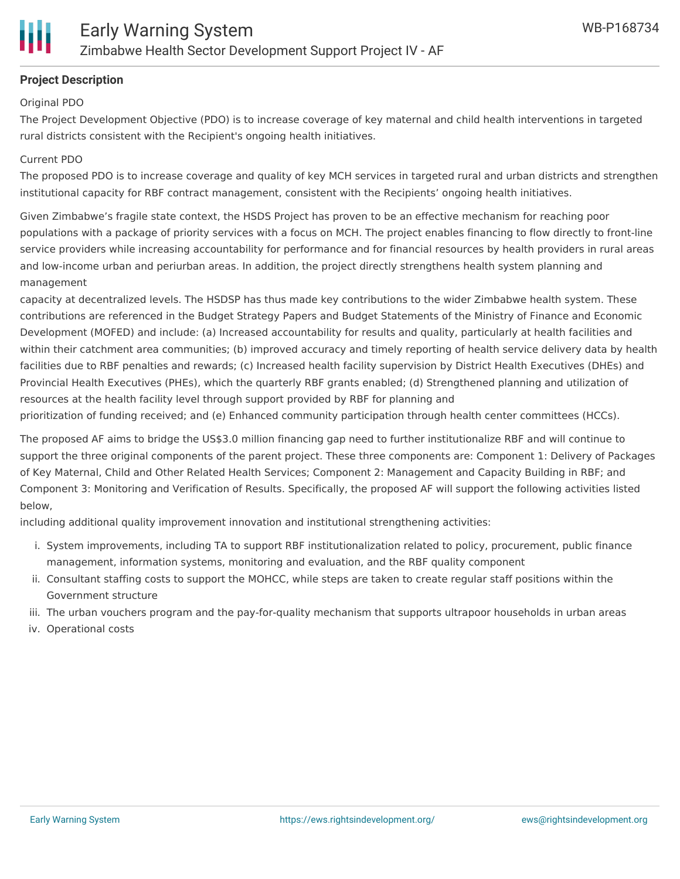**Project Description**

Original PDO

The Project Development Objective (PDO) is to increase coverage of key maternal and child health interventions in targeted rural districts consistent with the Recipient's ongoing health initiatives.

Current PDO

The proposed PDO is to increase coverage and quality of key MCH services in targeted rural and urban districts and strengthen institutional capacity for RBF contract management, consistent with the Recipients' ongoing health initiatives.

Given Zimbabwe's fragile state context, the HSDS Project has proven to be an effective mechanism for reaching poor populations with a package of priority services with a focus on MCH. The project enables financing to flow directly to front-line service providers while increasing accountability for performance and for financial resources by health providers in rural areas and low-income urban and periurban areas. In addition, the project directly strengthens health system planning and management capacity at decentralized levels. The HSDSP has thus made key contributions to the wider Zimbabwe health system. These contributions are referenced in the Budget Strategy Papers and Budget Statements of the Ministry of Finance and Economic Development (MOFED) and include: (a) Increased accountability for results and quality, particularly at health facilities and within their catchment area communities; (b) improved accuracy and timely reporting of health service delivery data by health facilities due to RBF penalties and rewards; (c) Increased health facility supervision by District Health Executives (DHEs) and Provincial Health Executives (PHEs), which the quarterly RBF grants enabled; (d) Strengthened planning and utilization of resources at the health facility level through support provided by RBF for planning and prioritization of funding received; and (e) Enhanced community participation through health center committees (HCCs).

The proposed AF aims to bridge the US$3.0 million financing gap need to further institutionalize RBF and will continue to support the three original components of the parent project. These three components are: Component 1: Delivery of Packages of Key Maternal, Child and Other Related Health Services; Component 2: Management and Capacity Building in RBF; and Component 3: Monitoring and Verification of Results. Specifically, the proposed AF will support the following activities listed below, including additional quality improvement innovation and institutional strengthening activities:

i. System improvements, including TA to support RBF institutionalization related to policy, procurement, public finance management, information systems, monitoring and evaluation, and the RBF quality component
ii. Consultant staffing costs to support the MOHCC, while steps are taken to create regular staff positions within the Government structure
iii. The urban vouchers program and the pay-for-quality mechanism that supports ultrapoor households in urban areas
iv. Operational costs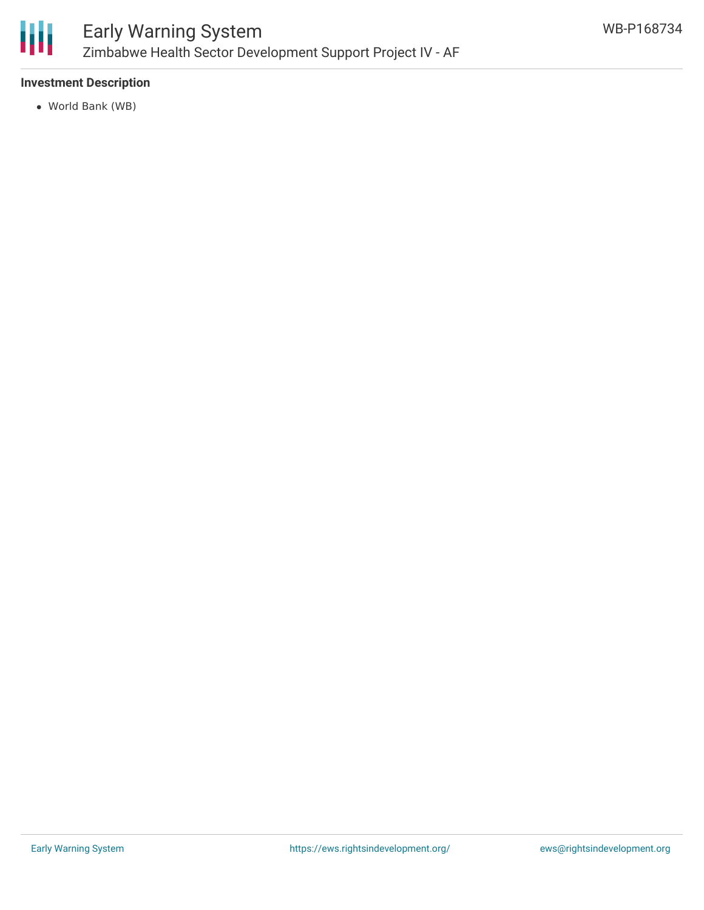### Investment Description

- World Bank (WB)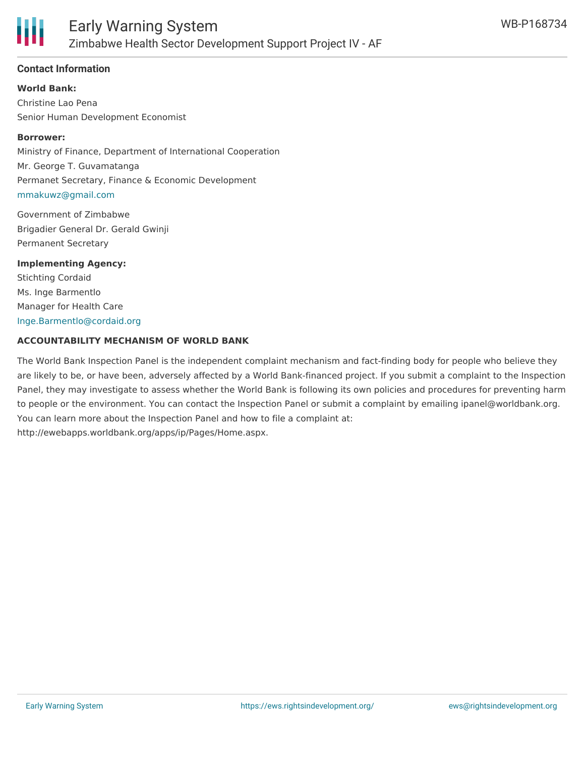### Contact Information

**World Bank:**

Christine Lao Pena
Senior Human Development Economist

**Borrower:**

Ministry of Finance, Department of International Cooperation
Mr. George T. Guvamatanga
Permanet Secretary, Finance & Economic Development
mmakuwz@gmail.com

Government of Zimbabwe
Brigadier General Dr. Gerald Gwinji
Permanent Secretary

**Implementing Agency:**

Stichting Cordaid
Ms. Inge Barmentlo
Manager for Health Care
Inge.Barmentlo@cordaid.org

**ACCOUNTABILITY MECHANISM OF WORLD BANK**

The World Bank Inspection Panel is the independent complaint mechanism and fact-finding body for people who believe they are likely to be, or have been, adversely affected by a World Bank-financed project. If you submit a complaint to the Inspection Panel, they may investigate to assess whether the World Bank is following its own policies and procedures for preventing harm to people or the environment. You can contact the Inspection Panel or submit a complaint by emailing ipanel@worldbank.org. You can learn more about the Inspection Panel and how to file a complaint at: http://ewebapps.worldbank.org/apps/ip/Pages/Home.aspx.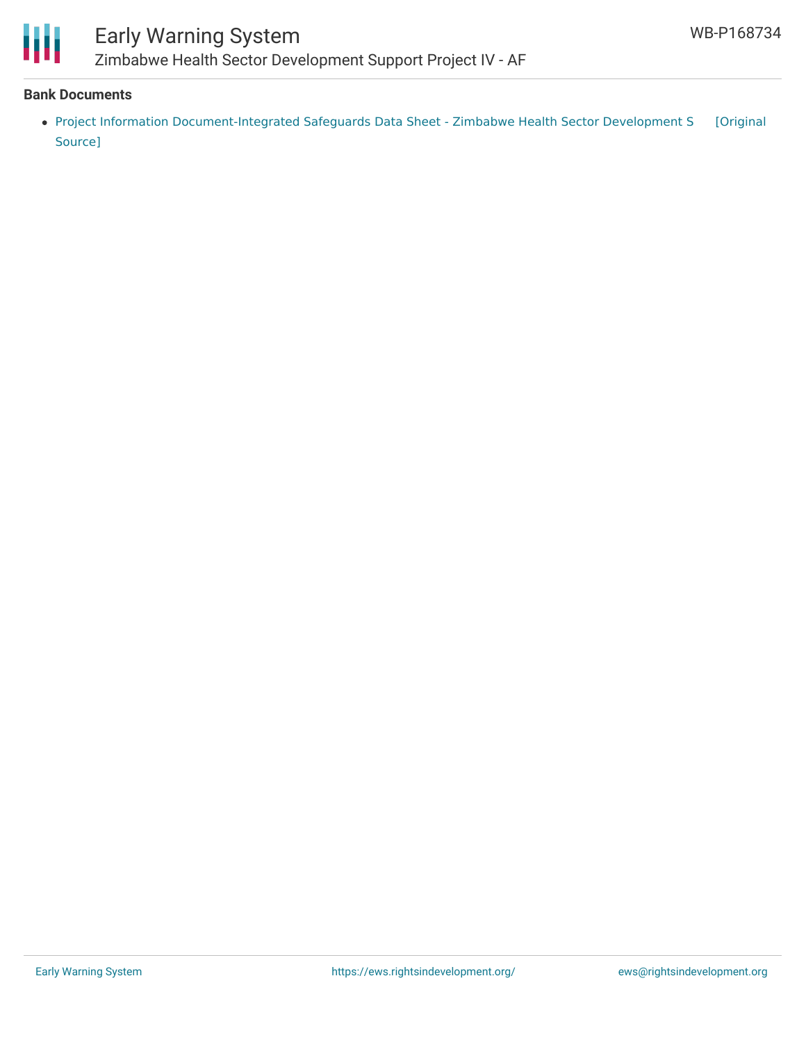## Bank Documents

- Project Information Document-Integrated Safeguards Data Sheet - Zimbabwe Health Sector Development S [Original Source]